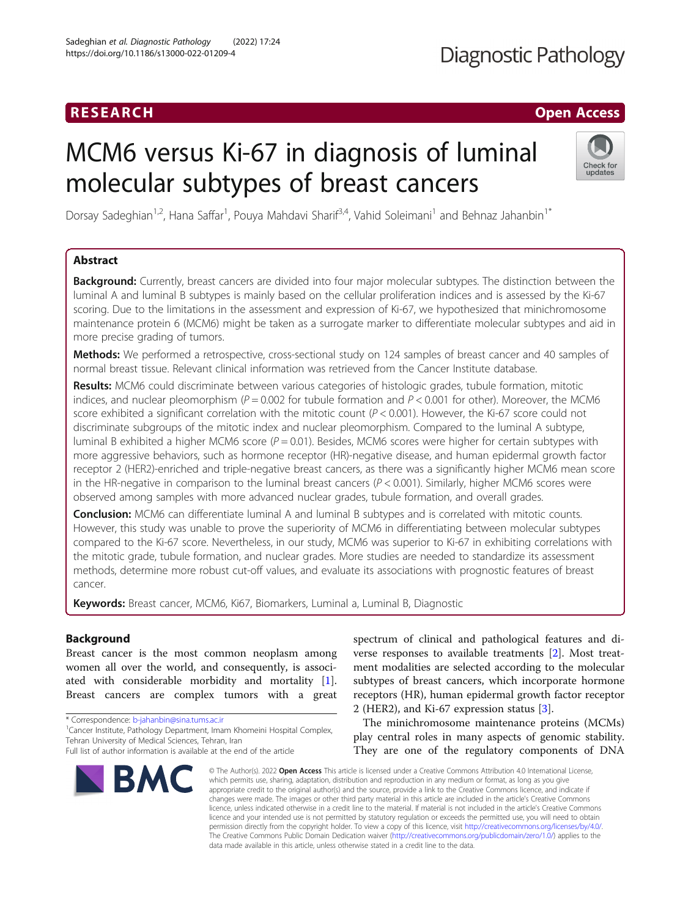RESEARCH

Open Access

# MCM6 versus Ki-67 in diagnosis of luminal molecular subtypes of breast cancers

Dorsay Sadeghian[1,2], Hana Saffar[1], Pouya Mahdavi Sharif[3,4], Vahid Soleimani[1] and Behnaz Jahanbin[1*]

## Abstract

**Background:** Currently, breast cancers are divided into four major molecular subtypes. The distinction between the luminal A and luminal B subtypes is mainly based on the cellular proliferation indices and is assessed by the Ki-67 scoring. Due to the limitations in the assessment and expression of Ki-67, we hypothesized that minichromosome maintenance protein 6 (MCM6) might be taken as a surrogate marker to differentiate molecular subtypes and aid in more precise grading of tumors.

**Methods:** We performed a retrospective, cross-sectional study on 124 samples of breast cancer and 40 samples of normal breast tissue. Relevant clinical information was retrieved from the Cancer Institute database.

**Results:** MCM6 could discriminate between various categories of histologic grades, tubule formation, mitotic indices, and nuclear pleomorphism ($P = 0.002$ for tubule formation and $P < 0.001$ for other). Moreover, the MCM6 score exhibited a significant correlation with the mitotic count ($P < 0.001$). However, the Ki-67 score could not discriminate subgroups of the mitotic index and nuclear pleomorphism. Compared to the luminal A subtype, luminal B exhibited a higher MCM6 score ($P = 0.01$). Besides, MCM6 scores were higher for certain subtypes with more aggressive behaviors, such as hormone receptor (HR)-negative disease, and human epidermal growth factor receptor 2 (HER2)-enriched and triple-negative breast cancers, as there was a significantly higher MCM6 mean score in the HR-negative in comparison to the luminal breast cancers ($P < 0.001$). Similarly, higher MCM6 scores were observed among samples with more advanced nuclear grades, tubule formation, and overall grades.

**Conclusion:** MCM6 can differentiate luminal A and luminal B subtypes and is correlated with mitotic counts. However, this study was unable to prove the superiority of MCM6 in differentiating between molecular subtypes compared to the Ki-67 score. Nevertheless, in our study, MCM6 was superior to Ki-67 in exhibiting correlations with the mitotic grade, tubule formation, and nuclear grades. More studies are needed to standardize its assessment methods, determine more robust cut-off values, and evaluate its associations with prognostic features of breast cancer.

**Keywords:** Breast cancer, MCM6, Ki67, Biomarkers, Luminal a, Luminal B, Diagnostic

## Background

Breast cancer is the most common neoplasm among women all over the world, and consequently, is associated with considerable morbidity and mortality [1]. Breast cancers are complex tumors with a great spectrum of clinical and pathological features and diverse responses to available treatments [2]. Most treatment modalities are selected according to the molecular subtypes of breast cancers, which incorporate hormone receptors (HR), human epidermal growth factor receptor 2 (HER2), and Ki-67 expression status [3].

The minichromosome maintenance proteins (MCMs) play central roles in many aspects of genomic stability. They are one of the regulatory components of DNA

* Correspondence: b-jahanbin@sina.tums.ac.ir
[1]Cancer Institute, Pathology Department, Imam Khomeini Hospital Complex, Tehran University of Medical Sciences, Tehran, Iran
Full list of author information is available at the end of the article

© The Author(s). 2022 **Open Access** This article is licensed under a Creative Commons Attribution 4.0 International License, which permits use, sharing, adaptation, distribution and reproduction in any medium or format, as long as you give appropriate credit to the original author(s) and the source, provide a link to the Creative Commons licence, and indicate if changes were made. The images or other third party material in this article are included in the article's Creative Commons licence, unless indicated otherwise in a credit line to the material. If material is not included in the article's Creative Commons licence and your intended use is not permitted by statutory regulation or exceeds the permitted use, you will need to obtain permission directly from the copyright holder. To view a copy of this licence, visit http://creativecommons.org/licenses/by/4.0/. The Creative Commons Public Domain Dedication waiver (http://creativecommons.org/publicdomain/zero/1.0/) applies to the data made available in this article, unless otherwise stated in a credit line to the data.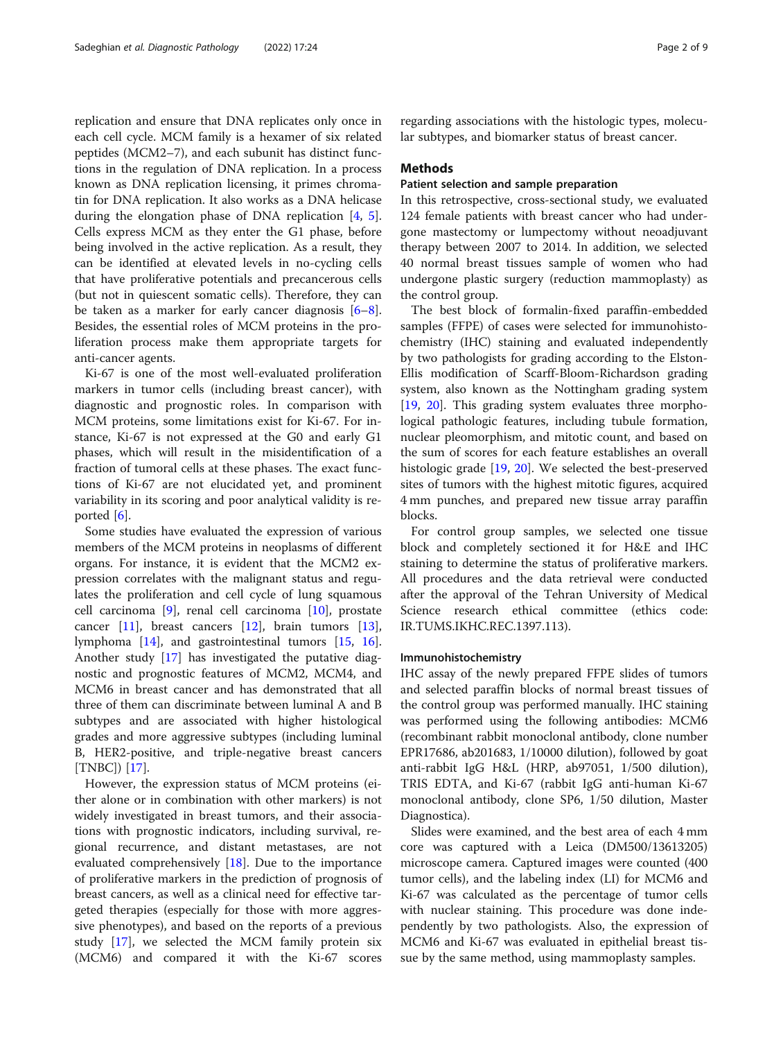replication and ensure that DNA replicates only once in each cell cycle. MCM family is a hexamer of six related peptides (MCM2–7), and each subunit has distinct functions in the regulation of DNA replication. In a process known as DNA replication licensing, it primes chromatin for DNA replication. It also works as a DNA helicase during the elongation phase of DNA replication [4, 5]. Cells express MCM as they enter the G1 phase, before being involved in the active replication. As a result, they can be identified at elevated levels in no-cycling cells that have proliferative potentials and precancerous cells (but not in quiescent somatic cells). Therefore, they can be taken as a marker for early cancer diagnosis [6–8]. Besides, the essential roles of MCM proteins in the proliferation process make them appropriate targets for anti-cancer agents.

Ki-67 is one of the most well-evaluated proliferation markers in tumor cells (including breast cancer), with diagnostic and prognostic roles. In comparison with MCM proteins, some limitations exist for Ki-67. For instance, Ki-67 is not expressed at the G0 and early G1 phases, which will result in the misidentification of a fraction of tumoral cells at these phases. The exact functions of Ki-67 are not elucidated yet, and prominent variability in its scoring and poor analytical validity is reported [6].

Some studies have evaluated the expression of various members of the MCM proteins in neoplasms of different organs. For instance, it is evident that the MCM2 expression correlates with the malignant status and regulates the proliferation and cell cycle of lung squamous cell carcinoma [9], renal cell carcinoma [10], prostate cancer [11], breast cancers [12], brain tumors [13], lymphoma [14], and gastrointestinal tumors [15, 16]. Another study [17] has investigated the putative diagnostic and prognostic features of MCM2, MCM4, and MCM6 in breast cancer and has demonstrated that all three of them can discriminate between luminal A and B subtypes and are associated with higher histological grades and more aggressive subtypes (including luminal B, HER2-positive, and triple-negative breast cancers [TNBC]) [17].

However, the expression status of MCM proteins (either alone or in combination with other markers) is not widely investigated in breast tumors, and their associations with prognostic indicators, including survival, regional recurrence, and distant metastases, are not evaluated comprehensively [18]. Due to the importance of proliferative markers in the prediction of prognosis of breast cancers, as well as a clinical need for effective targeted therapies (especially for those with more aggressive phenotypes), and based on the reports of a previous study [17], we selected the MCM family protein six (MCM6) and compared it with the Ki-67 scores regarding associations with the histologic types, molecular subtypes, and biomarker status of breast cancer.

## Methods

### Patient selection and sample preparation

In this retrospective, cross-sectional study, we evaluated 124 female patients with breast cancer who had undergone mastectomy or lumpectomy without neoadjuvant therapy between 2007 to 2014. In addition, we selected 40 normal breast tissues sample of women who had undergone plastic surgery (reduction mammoplasty) as the control group.

The best block of formalin-fixed paraffin-embedded samples (FFPE) of cases were selected for immunohistochemistry (IHC) staining and evaluated independently by two pathologists for grading according to the Elston-Ellis modification of Scarff-Bloom-Richardson grading system, also known as the Nottingham grading system [19, 20]. This grading system evaluates three morphological pathologic features, including tubule formation, nuclear pleomorphism, and mitotic count, and based on the sum of scores for each feature establishes an overall histologic grade [19, 20]. We selected the best-preserved sites of tumors with the highest mitotic figures, acquired 4 mm punches, and prepared new tissue array paraffin blocks.

For control group samples, we selected one tissue block and completely sectioned it for H&E and IHC staining to determine the status of proliferative markers. All procedures and the data retrieval were conducted after the approval of the Tehran University of Medical Science research ethical committee (ethics code: IR.TUMS.IKHC.REC.1397.113).

### Immunohistochemistry

IHC assay of the newly prepared FFPE slides of tumors and selected paraffin blocks of normal breast tissues of the control group was performed manually. IHC staining was performed using the following antibodies: MCM6 (recombinant rabbit monoclonal antibody, clone number EPR17686, ab201683, 1/10000 dilution), followed by goat anti-rabbit IgG H&L (HRP, ab97051, 1/500 dilution), TRIS EDTA, and Ki-67 (rabbit IgG anti-human Ki-67 monoclonal antibody, clone SP6, 1/50 dilution, Master Diagnostica).

Slides were examined, and the best area of each 4 mm core was captured with a Leica (DM500/13613205) microscope camera. Captured images were counted (400 tumor cells), and the labeling index (LI) for MCM6 and Ki-67 was calculated as the percentage of tumor cells with nuclear staining. This procedure was done independently by two pathologists. Also, the expression of MCM6 and Ki-67 was evaluated in epithelial breast tissue by the same method, using mammoplasty samples.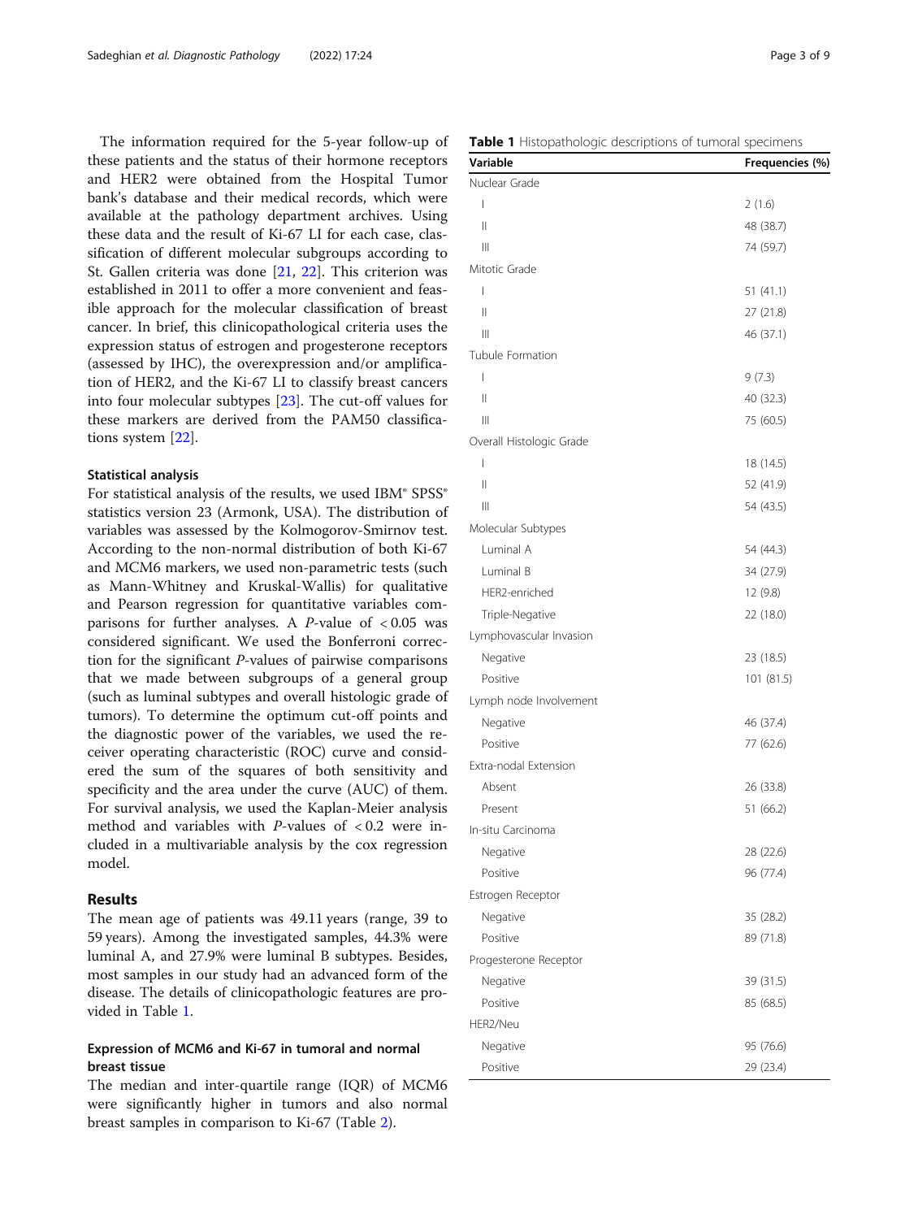The information required for the 5-year follow-up of these patients and the status of their hormone receptors and HER2 were obtained from the Hospital Tumor bank's database and their medical records, which were available at the pathology department archives. Using these data and the result of Ki-67 LI for each case, classification of different molecular subgroups according to St. Gallen criteria was done [21, 22]. This criterion was established in 2011 to offer a more convenient and feasible approach for the molecular classification of breast cancer. In brief, this clinicopathological criteria uses the expression status of estrogen and progesterone receptors (assessed by IHC), the overexpression and/or amplification of HER2, and the Ki-67 LI to classify breast cancers into four molecular subtypes [23]. The cut-off values for these markers are derived from the PAM50 classifications system [22].

### Statistical analysis

For statistical analysis of the results, we used IBM® SPSS® statistics version 23 (Armonk, USA). The distribution of variables was assessed by the Kolmogorov-Smirnov test. According to the non-normal distribution of both Ki-67 and MCM6 markers, we used non-parametric tests (such as Mann-Whitney and Kruskal-Wallis) for qualitative and Pearson regression for quantitative variables comparisons for further analyses. A *P*-value of $< 0.05$ was considered significant. We used the Bonferroni correction for the significant *P*-values of pairwise comparisons that we made between subgroups of a general group (such as luminal subtypes and overall histologic grade of tumors). To determine the optimum cut-off points and the diagnostic power of the variables, we used the receiver operating characteristic (ROC) curve and considered the sum of the squares of both sensitivity and specificity and the area under the curve (AUC) of them. For survival analysis, we used the Kaplan-Meier analysis method and variables with *P*-values of $< 0.2$ were included in a multivariable analysis by the cox regression model.

## Results

The mean age of patients was 49.11 years (range, 39 to 59 years). Among the investigated samples, 44.3% were luminal A, and 27.9% were luminal B subtypes. Besides, most samples in our study had an advanced form of the disease. The details of clinicopathologic features are provided in Table 1.

### Expression of MCM6 and Ki-67 in tumoral and normal breast tissue

The median and inter-quartile range (IQR) of MCM6 were significantly higher in tumors and also normal breast samples in comparison to Ki-67 (Table 2).

**Table 1** Histopathologic descriptions of tumoral specimens

| Variable | Frequencies (%) |
|---|---|
| Nuclear Grade | |
| I | 2 (1.6) |
| II | 48 (38.7) |
| III | 74 (59.7) |
| Mitotic Grade | |
| I | 51 (41.1) |
| II | 27 (21.8) |
| III | 46 (37.1) |
| Tubule Formation | |
| I | 9 (7.3) |
| II | 40 (32.3) |
| III | 75 (60.5) |
| Overall Histologic Grade | |
| I | 18 (14.5) |
| II | 52 (41.9) |
| III | 54 (43.5) |
| Molecular Subtypes | |
| Luminal A | 54 (44.3) |
| Luminal B | 34 (27.9) |
| HER2-enriched | 12 (9.8) |
| Triple-Negative | 22 (18.0) |
| Lymphovascular Invasion | |
| Negative | 23 (18.5) |
| Positive | 101 (81.5) |
| Lymph node Involvement | |
| Negative | 46 (37.4) |
| Positive | 77 (62.6) |
| Extra-nodal Extension | |
| Absent | 26 (33.8) |
| Present | 51 (66.2) |
| In-situ Carcinoma | |
| Negative | 28 (22.6) |
| Positive | 96 (77.4) |
| Estrogen Receptor | |
| Negative | 35 (28.2) |
| Positive | 89 (71.8) |
| Progesterone Receptor | |
| Negative | 39 (31.5) |
| Positive | 85 (68.5) |
| HER2/Neu | |
| Negative | 95 (76.6) |
| Positive | 29 (23.4) |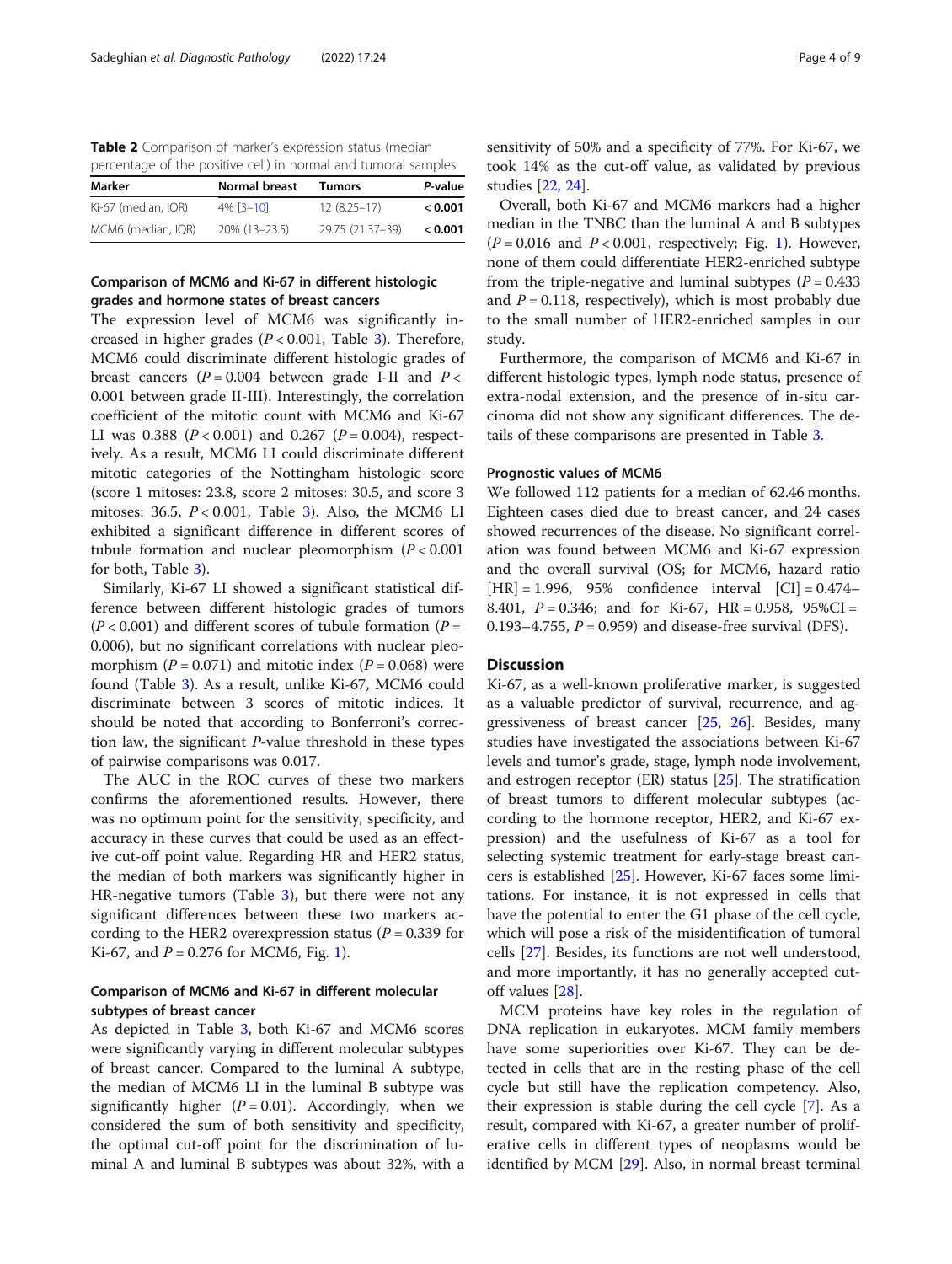**Table 2** Comparison of marker's expression status (median percentage of the positive cell) in normal and tumoral samples

| Marker | Normal breast | Tumors | *P*-value |
| --- | --- | --- | --- |
| Ki-67 (median, IQR) | 4% [3–10] | 12 (8.25–17) | **< 0.001** |
| MCM6 (median, IQR) | 20% (13–23.5) | 29.75 (21.37–39) | **< 0.001** |

### Comparison of MCM6 and Ki-67 in different histologic grades and hormone states of breast cancers

The expression level of MCM6 was significantly increased in higher grades ($P < 0.001$, Table 3). Therefore, MCM6 could discriminate different histologic grades of breast cancers ($P = 0.004$ between grade I-II and $P < 0.001$ between grade II-III). Interestingly, the correlation coefficient of the mitotic count with MCM6 and Ki-67 LI was 0.388 ($P < 0.001$) and 0.267 ($P = 0.004$), respectively. As a result, MCM6 LI could discriminate different mitotic categories of the Nottingham histologic score (score 1 mitoses: 23.8, score 2 mitoses: 30.5, and score 3 mitoses: 36.5, $P < 0.001$, Table 3). Also, the MCM6 LI exhibited a significant difference in different scores of tubule formation and nuclear pleomorphism ($P < 0.001$ for both, Table 3).

Similarly, Ki-67 LI showed a significant statistical difference between different histologic grades of tumors ($P < 0.001$) and different scores of tubule formation ($P = 0.006$), but no significant correlations with nuclear pleomorphism ($P = 0.071$) and mitotic index ($P = 0.068$) were found (Table 3). As a result, unlike Ki-67, MCM6 could discriminate between 3 scores of mitotic indices. It should be noted that according to Bonferroni's correction law, the significant *P*-value threshold in these types of pairwise comparisons was 0.017.

The AUC in the ROC curves of these two markers confirms the aforementioned results. However, there was no optimum point for the sensitivity, specificity, and accuracy in these curves that could be used as an effective cut-off point value. Regarding HR and HER2 status, the median of both markers was significantly higher in HR-negative tumors (Table 3), but there were not any significant differences between these two markers according to the HER2 overexpression status ($P = 0.339$ for Ki-67, and $P = 0.276$ for MCM6, Fig. 1).

### Comparison of MCM6 and Ki-67 in different molecular subtypes of breast cancer

As depicted in Table 3, both Ki-67 and MCM6 scores were significantly varying in different molecular subtypes of breast cancer. Compared to the luminal A subtype, the median of MCM6 LI in the luminal B subtype was significantly higher ($P = 0.01$). Accordingly, when we considered the sum of both sensitivity and specificity, the optimal cut-off point for the discrimination of luminal A and luminal B subtypes was about 32%, with a sensitivity of 50% and a specificity of 77%. For Ki-67, we took 14% as the cut-off value, as validated by previous studies [22, 24].

Overall, both Ki-67 and MCM6 markers had a higher median in the TNBC than the luminal A and B subtypes ($P = 0.016$ and $P < 0.001$, respectively; Fig. 1). However, none of them could differentiate HER2-enriched subtype from the triple-negative and luminal subtypes ($P = 0.433$ and $P = 0.118$, respectively), which is most probably due to the small number of HER2-enriched samples in our study.

Furthermore, the comparison of MCM6 and Ki-67 in different histologic types, lymph node status, presence of extra-nodal extension, and the presence of in-situ carcinoma did not show any significant differences. The details of these comparisons are presented in Table 3.

### Prognostic values of MCM6

We followed 112 patients for a median of 62.46 months. Eighteen cases died due to breast cancer, and 24 cases showed recurrences of the disease. No significant correlation was found between MCM6 and Ki-67 expression and the overall survival (OS; for MCM6, hazard ratio [HR] = 1.996, 95% confidence interval [CI] = 0.474–8.401, $P = 0.346$; and for Ki-67, HR = 0.958, 95%CI = 0.193–4.755, $P = 0.959$) and disease-free survival (DFS).

## Discussion

Ki-67, as a well-known proliferative marker, is suggested as a valuable predictor of survival, recurrence, and aggressiveness of breast cancer [25, 26]. Besides, many studies have investigated the associations between Ki-67 levels and tumor's grade, stage, lymph node involvement, and estrogen receptor (ER) status [25]. The stratification of breast tumors to different molecular subtypes (according to the hormone receptor, HER2, and Ki-67 expression) and the usefulness of Ki-67 as a tool for selecting systemic treatment for early-stage breast cancers is established [25]. However, Ki-67 faces some limitations. For instance, it is not expressed in cells that have the potential to enter the G1 phase of the cell cycle, which will pose a risk of the misidentification of tumoral cells [27]. Besides, its functions are not well understood, and more importantly, it has no generally accepted cut-off values [28].

MCM proteins have key roles in the regulation of DNA replication in eukaryotes. MCM family members have some superiorities over Ki-67. They can be detected in cells that are in the resting phase of the cell cycle but still have the replication competency. Also, their expression is stable during the cell cycle [7]. As a result, compared with Ki-67, a greater number of proliferative cells in different types of neoplasms would be identified by MCM [29]. Also, in normal breast terminal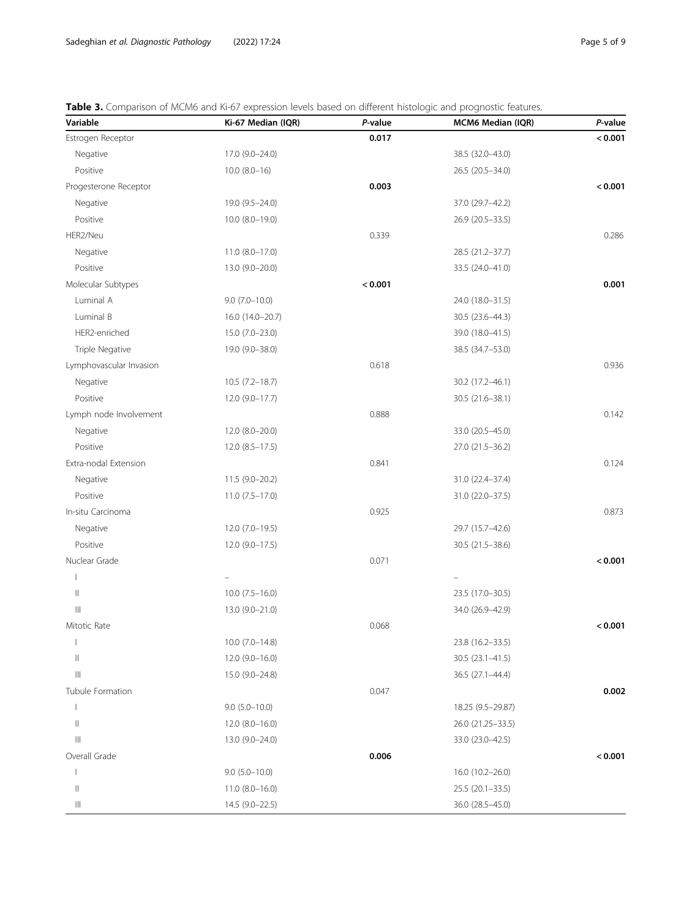**Table 3.** Comparison of MCM6 and Ki-67 expression levels based on different histologic and prognostic features.

| Variable | Ki-67 Median (IQR) | *P*-value | MCM6 Median (IQR) | *P*-value |
|---|---|---|---|---|
| Estrogen Receptor | | **0.017** | | **< 0.001** |
| Negative | 17.0 (9.0–24.0) | | 38.5 (32.0–43.0) | |
| Positive | 10.0 (8.0–16) | | 26.5 (20.5–34.0) | |
| Progesterone Receptor | | **0.003** | | **< 0.001** |
| Negative | 19.0 (9.5–24.0) | | 37.0 (29.7–42.2) | |
| Positive | 10.0 (8.0–19.0) | | 26.9 (20.5–33.5) | |
| HER2/Neu | | 0.339 | | 0.286 |
| Negative | 11.0 (8.0–17.0) | | 28.5 (21.2–37.7) | |
| Positive | 13.0 (9.0–20.0) | | 33.5 (24.0–41.0) | |
| Molecular Subtypes | | **< 0.001** | | **0.001** |
| Luminal A | 9.0 (7.0–10.0) | | 24.0 (18.0–31.5) | |
| Luminal B | 16.0 (14.0–20.7) | | 30.5 (23.6–44.3) | |
| HER2-enriched | 15.0 (7.0–23.0) | | 39.0 (18.0–41.5) | |
| Triple Negative | 19.0 (9.0–38.0) | | 38.5 (34.7–53.0) | |
| Lymphovascular Invasion | | 0.618 | | 0.936 |
| Negative | 10.5 (7.2–18.7) | | 30.2 (17.2–46.1) | |
| Positive | 12.0 (9.0–17.7) | | 30.5 (21.6–38.1) | |
| Lymph node Involvement | | 0.888 | | 0.142 |
| Negative | 12.0 (8.0–20.0) | | 33.0 (20.5–45.0) | |
| Positive | 12.0 (8.5–17.5) | | 27.0 (21.5–36.2) | |
| Extra-nodal Extension | | 0.841 | | 0.124 |
| Negative | 11.5 (9.0–20.2) | | 31.0 (22.4–37.4) | |
| Positive | 11.0 (7.5–17.0) | | 31.0 (22.0–37.5) | |
| In-situ Carcinoma | | 0.925 | | 0.873 |
| Negative | 12.0 (7.0–19.5) | | 29.7 (15.7–42.6) | |
| Positive | 12.0 (9.0–17.5) | | 30.5 (21.5–38.6) | |
| Nuclear Grade | | 0.071 | | **< 0.001** |
| I | – | | – | |
| II | 10.0 (7.5–16.0) | | 23.5 (17.0–30.5) | |
| III | 13.0 (9.0–21.0) | | 34.0 (26.9–42.9) | |
| Mitotic Rate | | 0.068 | | **< 0.001** |
| I | 10.0 (7.0–14.8) | | 23.8 (16.2–33.5) | |
| II | 12.0 (9.0–16.0) | | 30.5 (23.1–41.5) | |
| III | 15.0 (9.0–24.8) | | 36.5 (27.1–44.4) | |
| Tubule Formation | | 0.047 | | **0.002** |
| I | 9.0 (5.0–10.0) | | 18.25 (9.5–29.87) | |
| II | 12.0 (8.0–16.0) | | 26.0 (21.25–33.5) | |
| III | 13.0 (9.0–24.0) | | 33.0 (23.0–42.5) | |
| Overall Grade | | **0.006** | | **< 0.001** |
| I | 9.0 (5.0–10.0) | | 16.0 (10.2–26.0) | |
| II | 11.0 (8.0–16.0) | | 25.5 (20.1–33.5) | |
| III | 14.5 (9.0–22.5) | | 36.0 (28.5–45.0) | |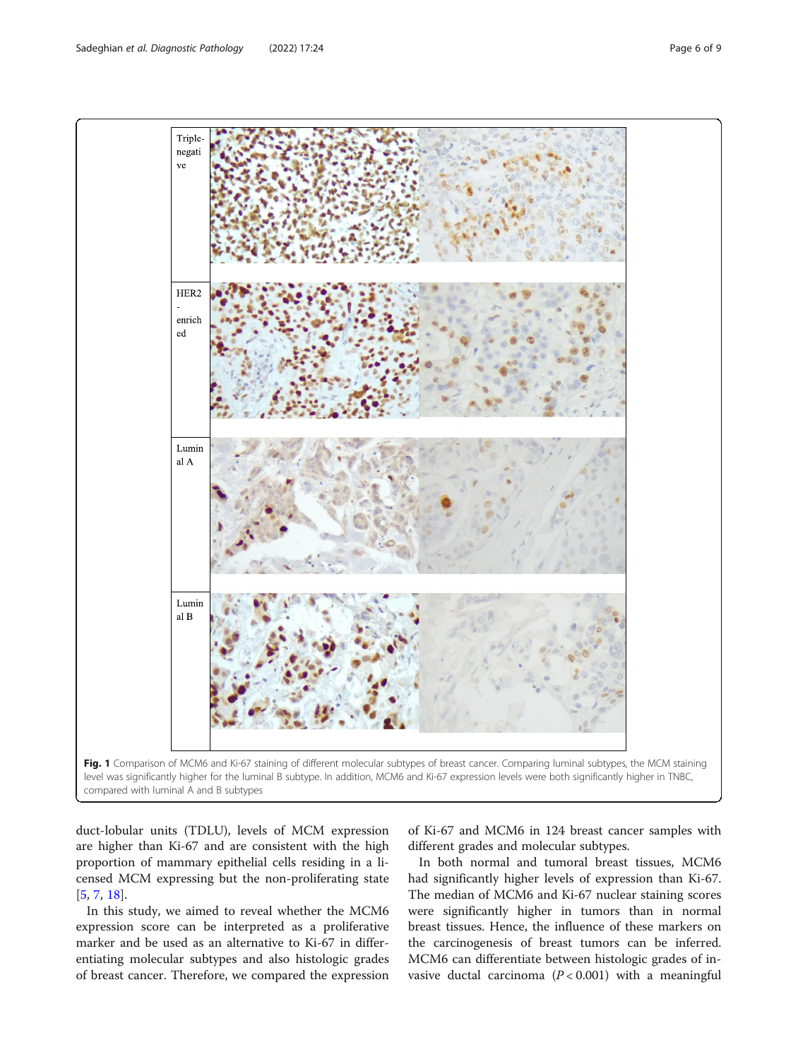| Triple-negative | | |
|---|---|---|
| HER2-enriched | | |
| Luminal A | | |
| Luminal B | | |

**Fig. 1** Comparison of MCM6 and Ki-67 staining of different molecular subtypes of breast cancer. Comparing luminal subtypes, the MCM staining level was significantly higher for the luminal B subtype. In addition, MCM6 and Ki-67 expression levels were both significantly higher in TNBC, compared with luminal A and B subtypes

duct-lobular units (TDLU), levels of MCM expression are higher than Ki-67 and are consistent with the high proportion of mammary epithelial cells residing in a licensed MCM expressing but the non-proliferating state [5, 7, 18].

In this study, we aimed to reveal whether the MCM6 expression score can be interpreted as a proliferative marker and be used as an alternative to Ki-67 in differentiating molecular subtypes and also histologic grades of breast cancer. Therefore, we compared the expression of Ki-67 and MCM6 in 124 breast cancer samples with different grades and molecular subtypes.

In both normal and tumoral breast tissues, MCM6 had significantly higher levels of expression than Ki-67. The median of MCM6 and Ki-67 nuclear staining scores were significantly higher in tumors than in normal breast tissues. Hence, the influence of these markers on the carcinogenesis of breast tumors can be inferred. MCM6 can differentiate between histologic grades of invasive ductal carcinoma ($P < 0.001$) with a meaningful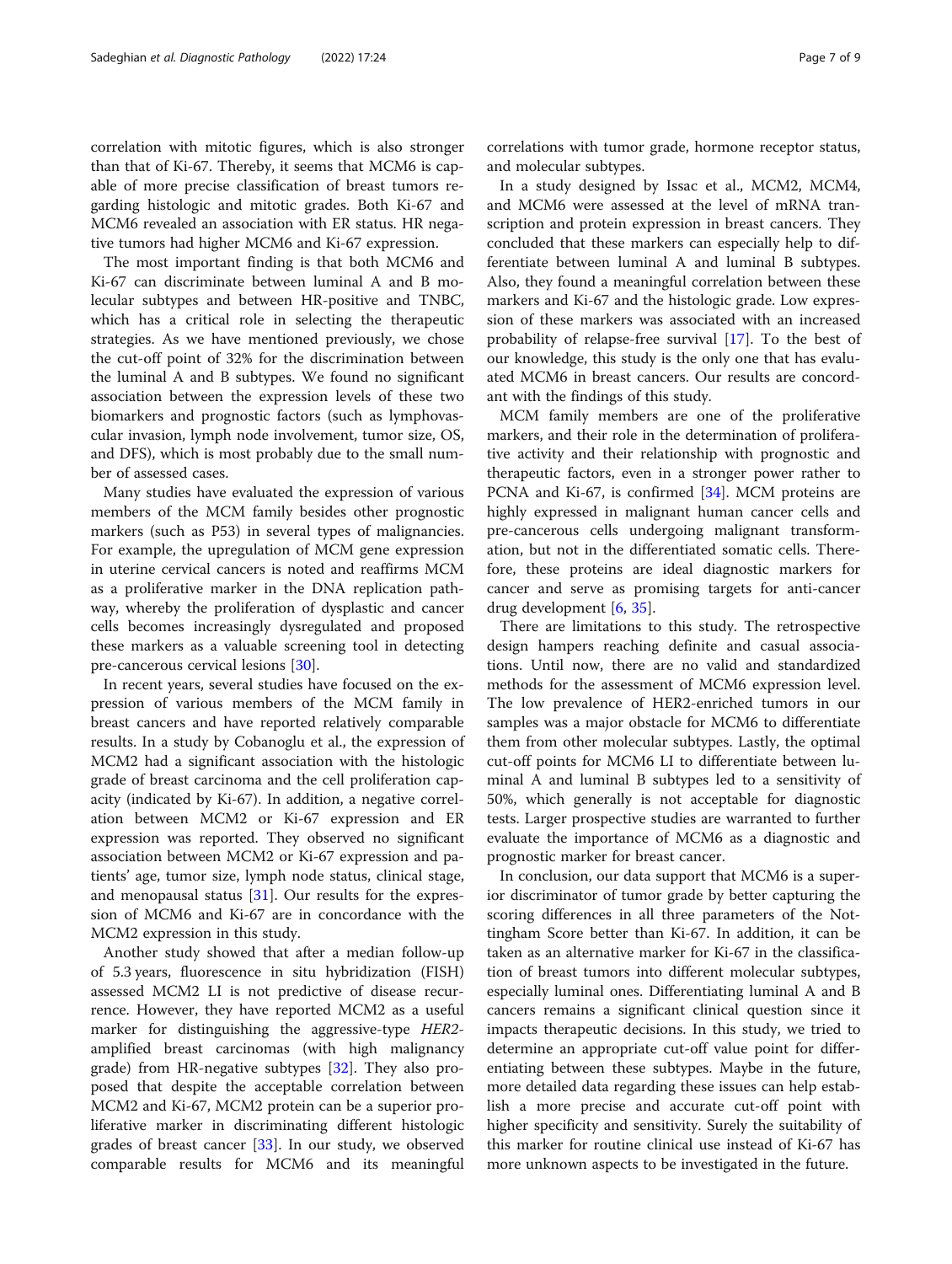correlation with mitotic figures, which is also stronger than that of Ki-67. Thereby, it seems that MCM6 is capable of more precise classification of breast tumors regarding histologic and mitotic grades. Both Ki-67 and MCM6 revealed an association with ER status. HR negative tumors had higher MCM6 and Ki-67 expression.

The most important finding is that both MCM6 and Ki-67 can discriminate between luminal A and B molecular subtypes and between HR-positive and TNBC, which has a critical role in selecting the therapeutic strategies. As we have mentioned previously, we chose the cut-off point of 32% for the discrimination between the luminal A and B subtypes. We found no significant association between the expression levels of these two biomarkers and prognostic factors (such as lymphovascular invasion, lymph node involvement, tumor size, OS, and DFS), which is most probably due to the small number of assessed cases.

Many studies have evaluated the expression of various members of the MCM family besides other prognostic markers (such as P53) in several types of malignancies. For example, the upregulation of MCM gene expression in uterine cervical cancers is noted and reaffirms MCM as a proliferative marker in the DNA replication pathway, whereby the proliferation of dysplastic and cancer cells becomes increasingly dysregulated and proposed these markers as a valuable screening tool in detecting pre-cancerous cervical lesions [30].

In recent years, several studies have focused on the expression of various members of the MCM family in breast cancers and have reported relatively comparable results. In a study by Cobanoglu et al., the expression of MCM2 had a significant association with the histologic grade of breast carcinoma and the cell proliferation capacity (indicated by Ki-67). In addition, a negative correlation between MCM2 or Ki-67 expression and ER expression was reported. They observed no significant association between MCM2 or Ki-67 expression and patients' age, tumor size, lymph node status, clinical stage, and menopausal status [31]. Our results for the expression of MCM6 and Ki-67 are in concordance with the MCM2 expression in this study.

Another study showed that after a median follow-up of 5.3 years, fluorescence in situ hybridization (FISH) assessed MCM2 LI is not predictive of disease recurrence. However, they have reported MCM2 as a useful marker for distinguishing the aggressive-type *HER2*-amplified breast carcinomas (with high malignancy grade) from HR-negative subtypes [32]. They also proposed that despite the acceptable correlation between MCM2 and Ki-67, MCM2 protein can be a superior proliferative marker in discriminating different histologic grades of breast cancer [33]. In our study, we observed comparable results for MCM6 and its meaningful correlations with tumor grade, hormone receptor status, and molecular subtypes.

In a study designed by Issac et al., MCM2, MCM4, and MCM6 were assessed at the level of mRNA transcription and protein expression in breast cancers. They concluded that these markers can especially help to differentiate between luminal A and luminal B subtypes. Also, they found a meaningful correlation between these markers and Ki-67 and the histologic grade. Low expression of these markers was associated with an increased probability of relapse-free survival [17]. To the best of our knowledge, this study is the only one that has evaluated MCM6 in breast cancers. Our results are concordant with the findings of this study.

MCM family members are one of the proliferative markers, and their role in the determination of proliferative activity and their relationship with prognostic and therapeutic factors, even in a stronger power rather to PCNA and Ki-67, is confirmed [34]. MCM proteins are highly expressed in malignant human cancer cells and pre-cancerous cells undergoing malignant transformation, but not in the differentiated somatic cells. Therefore, these proteins are ideal diagnostic markers for cancer and serve as promising targets for anti-cancer drug development [6, 35].

There are limitations to this study. The retrospective design hampers reaching definite and casual associations. Until now, there are no valid and standardized methods for the assessment of MCM6 expression level. The low prevalence of HER2-enriched tumors in our samples was a major obstacle for MCM6 to differentiate them from other molecular subtypes. Lastly, the optimal cut-off points for MCM6 LI to differentiate between luminal A and luminal B subtypes led to a sensitivity of 50%, which generally is not acceptable for diagnostic tests. Larger prospective studies are warranted to further evaluate the importance of MCM6 as a diagnostic and prognostic marker for breast cancer.

In conclusion, our data support that MCM6 is a superior discriminator of tumor grade by better capturing the scoring differences in all three parameters of the Nottingham Score better than Ki-67. In addition, it can be taken as an alternative marker for Ki-67 in the classification of breast tumors into different molecular subtypes, especially luminal ones. Differentiating luminal A and B cancers remains a significant clinical question since it impacts therapeutic decisions. In this study, we tried to determine an appropriate cut-off value point for differentiating between these subtypes. Maybe in the future, more detailed data regarding these issues can help establish a more precise and accurate cut-off point with higher specificity and sensitivity. Surely the suitability of this marker for routine clinical use instead of Ki-67 has more unknown aspects to be investigated in the future.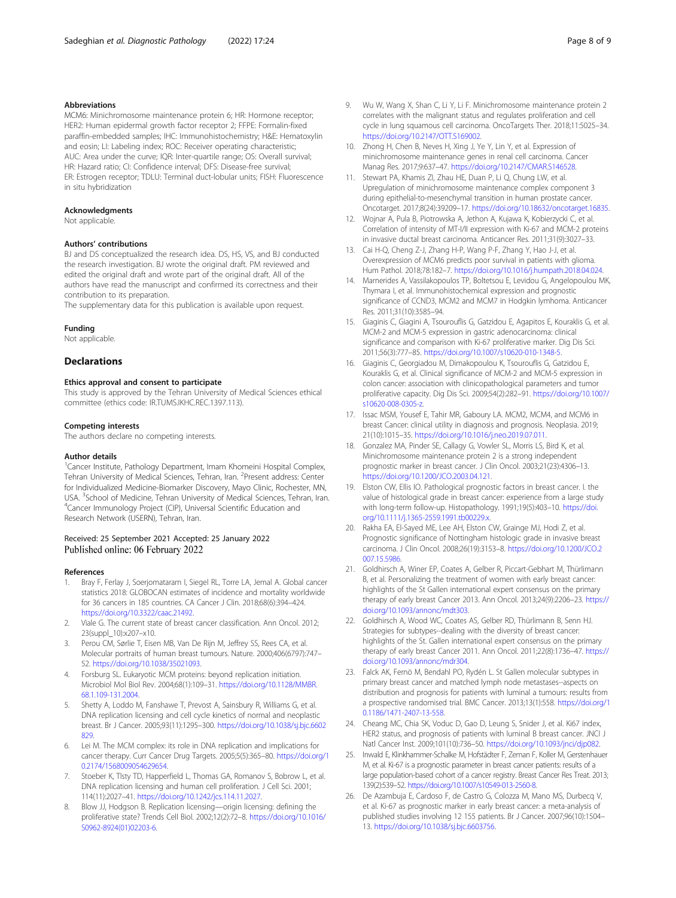### Abbreviations

MCM6: Minichromosome maintenance protein 6; HR: Hormone receptor; HER2: Human epidermal growth factor receptor 2; FFPE: Formalin-fixed paraffin-embedded samples; IHC: Immunohistochemistry; H&E: Hematoxylin and eosin; LI: Labeling index; ROC: Receiver operating characteristic; AUC: Area under the curve; IQR: Inter-quartile range; OS: Overall survival; HR: Hazard ratio; CI: Confidence interval; DFS: Disease-free survival; ER: Estrogen receptor; TDLU: Terminal duct-lobular units; FISH: Fluorescence in situ hybridization

### Acknowledgments

Not applicable.

### Authors' contributions

BJ and DS conceptualized the research idea. DS, HS, VS, and BJ conducted the research investigation. BJ wrote the original draft. PM reviewed and edited the original draft and wrote part of the original draft. All of the authors have read the manuscript and confirmed its correctness and their contribution to its preparation.

The supplementary data for this publication is available upon request.

### Funding

Not applicable.

## Declarations

### Ethics approval and consent to participate

This study is approved by the Tehran University of Medical Sciences ethical committee (ethics code: IR.TUMS.IKHC.REC.1397.113).

### Competing interests

The authors declare no competing interests.

### Author details

[1]Cancer Institute, Pathology Department, Imam Khomeini Hospital Complex, Tehran University of Medical Sciences, Tehran, Iran. [2]Present address: Center for Individualized Medicine-Biomarker Discovery, Mayo Clinic, Rochester, MN, USA. [3]School of Medicine, Tehran University of Medical Sciences, Tehran, Iran. [4]Cancer Immunology Project (CIP), Universal Scientific Education and Research Network (USERN), Tehran, Iran.

Received: 25 September 2021 Accepted: 25 January 2022
Published online: 06 February 2022

### References

1. Bray F, Ferlay J, Soerjomataram I, Siegel RL, Torre LA, Jemal A. Global cancer statistics 2018: GLOBOCAN estimates of incidence and mortality worldwide for 36 cancers in 185 countries. CA Cancer J Clin. 2018;68(6):394–424. https://doi.org/10.3322/caac.21492.
2. Viale G. The current state of breast cancer classification. Ann Oncol. 2012; 23(suppl_10):x207–x10.
3. Perou CM, Sørlie T, Eisen MB, Van De Rijn M, Jeffrey SS, Rees CA, et al. Molecular portraits of human breast tumours. Nature. 2000;406(6797):747–52. https://doi.org/10.1038/35021093.
4. Forsburg SL. Eukaryotic MCM proteins: beyond replication initiation. Microbiol Mol Biol Rev. 2004;68(1):109–31. https://doi.org/10.1128/MMBR.68.1.109-131.2004.
5. Shetty A, Loddo M, Fanshawe T, Prevost A, Sainsbury R, Williams G, et al. DNA replication licensing and cell cycle kinetics of normal and neoplastic breast. Br J Cancer. 2005;93(11):1295–300. https://doi.org/10.1038/sj.bjc.6602829.
6. Lei M. The MCM complex: its role in DNA replication and implications for cancer therapy. Curr Cancer Drug Targets. 2005;5(5):365–80. https://doi.org/10.2174/1568009054629654.
7. Stoeber K, Tlsty TD, Happerfield L, Thomas GA, Romanov S, Bobrow L, et al. DNA replication licensing and human cell proliferation. J Cell Sci. 2001; 114(11):2027–41. https://doi.org/10.1242/jcs.114.11.2027.
8. Blow JJ, Hodgson B. Replication licensing—origin licensing: defining the proliferative state? Trends Cell Biol. 2002;12(2):72–8. https://doi.org/10.1016/S0962-8924(01)02203-6.
9. Wu W, Wang X, Shan C, Li Y, Li F. Minichromosome maintenance protein 2 correlates with the malignant status and regulates proliferation and cell cycle in lung squamous cell carcinoma. OncoTargets Ther. 2018;11:5025–34. https://doi.org/10.2147/OTT.S169002.
10. Zhong H, Chen B, Neves H, Xing J, Ye Y, Lin Y, et al. Expression of minichromosome maintenance genes in renal cell carcinoma. Cancer Manag Res. 2017;9:637–47. https://doi.org/10.2147/CMAR.S146528.
11. Stewart PA, Khamis ZI, Zhau HE, Duan P, Li Q, Chung LW, et al. Upregulation of minichromosome maintenance complex component 3 during epithelial-to-mesenchymal transition in human prostate cancer. Oncotarget. 2017;8(24):39209–17. https://doi.org/10.18632/oncotarget.16835.
12. Wojnar A, Pula B, Piotrowska A, Jethon A, Kujawa K, Kobierzycki C, et al. Correlation of intensity of MT-I/II expression with Ki-67 and MCM-2 proteins in invasive ductal breast carcinoma. Anticancer Res. 2011;31(9):3027–33.
13. Cai H-Q, Cheng Z-J, Zhang H-P, Wang P-F, Zhang Y, Hao J-J, et al. Overexpression of MCM6 predicts poor survival in patients with glioma. Hum Pathol. 2018;78:182–7. https://doi.org/10.1016/j.humpath.2018.04.024.
14. Marnerides A, Vassilakopoulos TP, Boltetsou E, Levidou G, Angelopoulou MK, Thymara I, et al. Immunohistochemical expression and prognostic significance of CCND3, MCM2 and MCM7 in Hodgkin lymhoma. Anticancer Res. 2011;31(10):3585–94.
15. Giaginis C, Giagini A, Tsourouflis G, Gatzidou E, Agapitos E, Kouraklis G, et al. MCM-2 and MCM-5 expression in gastric adenocarcinoma: clinical significance and comparison with Ki-67 proliferative marker. Dig Dis Sci. 2011;56(3):777–85. https://doi.org/10.1007/s10620-010-1348-5.
16. Giaginis C, Georgiadou M, Dimakopoulou K, Tsourouflis G, Gatzidou E, Kouraklis G, et al. Clinical significance of MCM-2 and MCM-5 expression in colon cancer: association with clinicopathological parameters and tumor proliferative capacity. Dig Dis Sci. 2009;54(2):282–91. https://doi.org/10.1007/s10620-008-0305-z.
17. Issac MSM, Yousef E, Tahir MR, Gaboury LA. MCM2, MCM4, and MCM6 in breast Cancer: clinical utility in diagnosis and prognosis. Neoplasia. 2019; 21(10):1015–35. https://doi.org/10.1016/j.neo.2019.07.011.
18. Gonzalez MA, Pinder SE, Callagy G, Vowler SL, Morris LS, Bird K, et al. Minichromosome maintenance protein 2 is a strong independent prognostic marker in breast cancer. J Clin Oncol. 2003;21(23):4306–13. https://doi.org/10.1200/JCO.2003.04.121.
19. Elston CW, Ellis IO. Pathological prognostic factors in breast cancer. I. the value of histological grade in breast cancer: experience from a large study with long-term follow-up. Histopathology. 1991;19(5):403–10. https://doi.org/10.1111/j.1365-2559.1991.tb00229.x.
20. Rakha EA, El-Sayed ME, Lee AH, Elston CW, Grainge MJ, Hodi Z, et al. Prognostic significance of Nottingham histologic grade in invasive breast carcinoma. J Clin Oncol. 2008;26(19):3153–8. https://doi.org/10.1200/JCO.2007.15.5986.
21. Goldhirsch A, Winer EP, Coates A, Gelber R, Piccart-Gebhart M, Thürlimann B, et al. Personalizing the treatment of women with early breast cancer: highlights of the St Gallen international expert consensus on the primary therapy of early breast Cancer 2013. Ann Oncol. 2013;24(9):2206–23. https://doi.org/10.1093/annonc/mdt303.
22. Goldhirsch A, Wood WC, Coates AS, Gelber RD, Thürlimann B, Senn HJ. Strategies for subtypes--dealing with the diversity of breast cancer: highlights of the St. Gallen international expert consensus on the primary therapy of early breast Cancer 2011. Ann Oncol. 2011;22(8):1736–47. https://doi.org/10.1093/annonc/mdr304.
23. Falck AK, Fernö M, Bendahl PO, Rydén L. St Gallen molecular subtypes in primary breast cancer and matched lymph node metastases--aspects on distribution and prognosis for patients with luminal a tumours: results from a prospective randomised trial. BMC Cancer. 2013;13(1):558. https://doi.org/10.1186/1471-2407-13-558.
24. Cheang MC, Chia SK, Voduc D, Gao D, Leung S, Snider J, et al. Ki67 index, HER2 status, and prognosis of patients with luminal B breast cancer. JNCI J Natl Cancer Inst. 2009;101(10):736–50. https://doi.org/10.1093/jnci/djp082.
25. Inwald E, Klinkhammer-Schalke M, Hofstädter F, Zeman F, Koller M, Gerstenhauer M, et al. Ki-67 is a prognostic parameter in breast cancer patients: results of a large population-based cohort of a cancer registry. Breast Cancer Res Treat. 2013; 139(2):539–52. https://doi.org/10.1007/s10549-013-2560-8.
26. De Azambuja E, Cardoso F, de Castro G, Colozza M, Mano MS, Durbecq V, et al. Ki-67 as prognostic marker in early breast cancer: a meta-analysis of published studies involving 12 155 patients. Br J Cancer. 2007;96(10):1504–13. https://doi.org/10.1038/sj.bjc.6603756.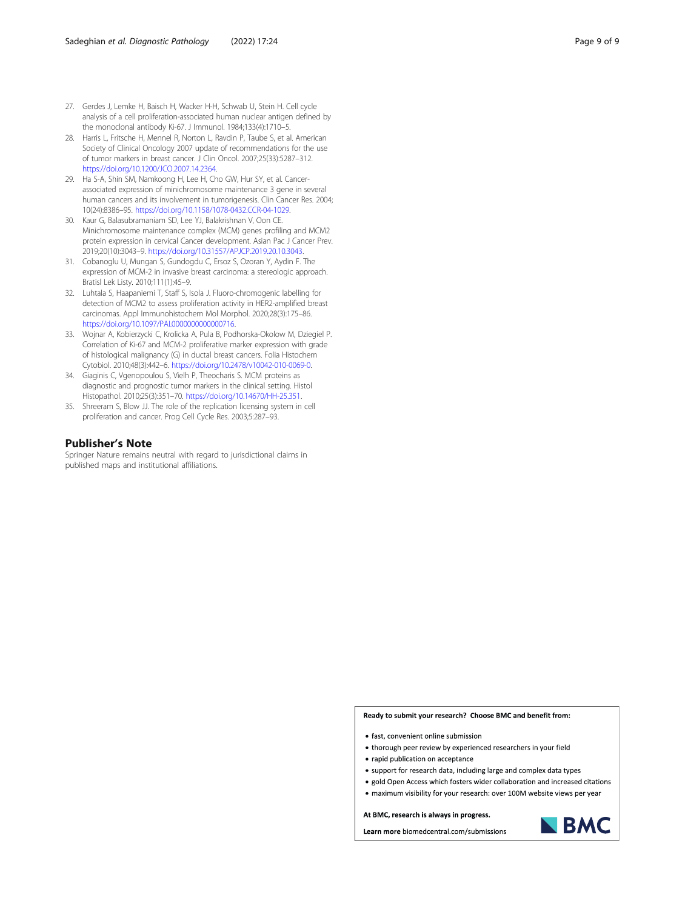27. Gerdes J, Lemke H, Baisch H, Wacker H-H, Schwab U, Stein H. Cell cycle analysis of a cell proliferation-associated human nuclear antigen defined by the monoclonal antibody Ki-67. J Immunol. 1984;133(4):1710–5.
28. Harris L, Fritsche H, Mennel R, Norton L, Ravdin P, Taube S, et al. American Society of Clinical Oncology 2007 update of recommendations for the use of tumor markers in breast cancer. J Clin Oncol. 2007;25(33):5287–312. https://doi.org/10.1200/JCO.2007.14.2364.
29. Ha S-A, Shin SM, Namkoong H, Lee H, Cho GW, Hur SY, et al. Cancer-associated expression of minichromosome maintenance 3 gene in several human cancers and its involvement in tumorigenesis. Clin Cancer Res. 2004; 10(24):8386–95. https://doi.org/10.1158/1078-0432.CCR-04-1029.
30. Kaur G, Balasubramaniam SD, Lee YJ, Balakrishnan V, Oon CE. Minichromosome maintenance complex (MCM) genes profiling and MCM2 protein expression in cervical Cancer development. Asian Pac J Cancer Prev. 2019;20(10):3043–9. https://doi.org/10.31557/APJCP.2019.20.10.3043.
31. Cobanoglu U, Mungan S, Gundogdu C, Ersoz S, Ozoran Y, Aydin F. The expression of MCM-2 in invasive breast carcinoma: a stereologic approach. Bratisl Lek Listy. 2010;111(1):45–9.
32. Luhtala S, Haapaniemi T, Staff S, Isola J. Fluoro-chromogenic labelling for detection of MCM2 to assess proliferation activity in HER2-amplified breast carcinomas. Appl Immunohistochem Mol Morphol. 2020;28(3):175–86. https://doi.org/10.1097/PAI.0000000000000716.
33. Wojnar A, Kobierzycki C, Krolicka A, Pula B, Podhorska-Okolow M, Dziegiel P. Correlation of Ki-67 and MCM-2 proliferative marker expression with grade of histological malignancy (G) in ductal breast cancers. Folia Histochem Cytobiol. 2010;48(3):442–6. https://doi.org/10.2478/v10042-010-0069-0.
34. Giaginis C, Vgenopoulou S, Vielh P, Theocharis S. MCM proteins as diagnostic and prognostic tumor markers in the clinical setting. Histol Histopathol. 2010;25(3):351–70. https://doi.org/10.14670/HH-25.351.
35. Shreeram S, Blow JJ. The role of the replication licensing system in cell proliferation and cancer. Prog Cell Cycle Res. 2003;5:287–93.

## Publisher's Note

Springer Nature remains neutral with regard to jurisdictional claims in published maps and institutional affiliations.

**Ready to submit your research? Choose BMC and benefit from:**

- fast, convenient online submission
- thorough peer review by experienced researchers in your field
- rapid publication on acceptance
- support for research data, including large and complex data types
- gold Open Access which fosters wider collaboration and increased citations
- maximum visibility for your research: over 100M website views per year

**At BMC, research is always in progress.**

**Learn more** biomedcentral.com/submissions

BMC